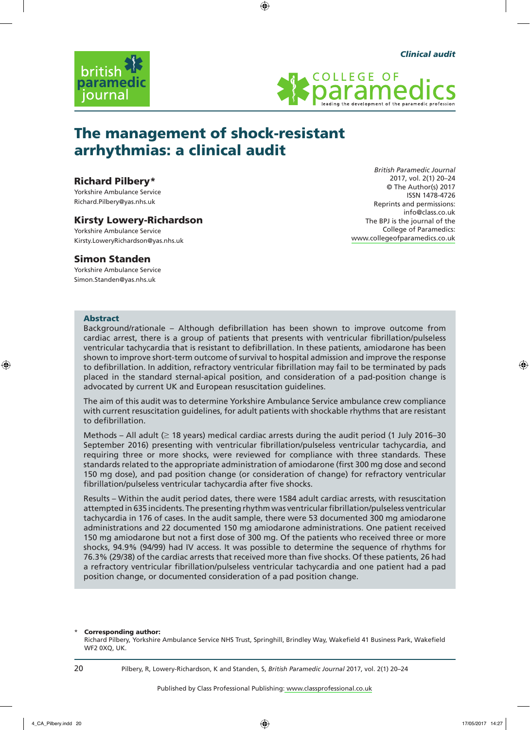Clinical audit

# The management of shock-resistant arrhythmias: a clinical audit

**Richard Pilbery***
Yorkshire Ambulance Service
Richard.Pilbery@yas.nhs.uk

**Kirsty Lowery-Richardson**
Yorkshire Ambulance Service
Kirsty.LoweryRichardson@yas.nhs.uk

**Simon Standen**
Yorkshire Ambulance Service
Simon.Standen@yas.nhs.uk

*British Paramedic Journal*
2017, vol. 2(1) 20–24
© The Author(s) 2017
ISSN 1478-4726
Reprints and permissions:
info@class.co.uk
The BPJ is the journal of the College of Paramedics:
www.collegeofparamedics.co.uk

## Abstract

Background/rationale – Although defibrillation has been shown to improve outcome from cardiac arrest, there is a group of patients that presents with ventricular fibrillation/pulseless ventricular tachycardia that is resistant to defibrillation. In these patients, amiodarone has been shown to improve short-term outcome of survival to hospital admission and improve the response to defibrillation. In addition, refractory ventricular fibrillation may fail to be terminated by pads placed in the standard sternal-apical position, and consideration of a pad-position change is advocated by current UK and European resuscitation guidelines.

The aim of this audit was to determine Yorkshire Ambulance Service ambulance crew compliance with current resuscitation guidelines, for adult patients with shockable rhythms that are resistant to defibrillation.

Methods – All adult (≥ 18 years) medical cardiac arrests during the audit period (1 July 2016–30 September 2016) presenting with ventricular fibrillation/pulseless ventricular tachycardia, and requiring three or more shocks, were reviewed for compliance with three standards. These standards related to the appropriate administration of amiodarone (first 300 mg dose and second 150 mg dose), and pad position change (or consideration of change) for refractory ventricular fibrillation/pulseless ventricular tachycardia after five shocks.

Results – Within the audit period dates, there were 1584 adult cardiac arrests, with resuscitation attempted in 635 incidents. The presenting rhythm was ventricular fibrillation/pulseless ventricular tachycardia in 176 of cases. In the audit sample, there were 53 documented 300 mg amiodarone administrations and 22 documented 150 mg amiodarone administrations. One patient received 150 mg amiodarone but not a first dose of 300 mg. Of the patients who received three or more shocks, 94.9% (94/99) had IV access. It was possible to determine the sequence of rhythms for 76.3% (29/38) of the cardiac arrests that received more than five shocks. Of these patients, 26 had a refractory ventricular fibrillation/pulseless ventricular tachycardia and one patient had a pad position change, or documented consideration of a pad position change.

\* **Corresponding author:**
Richard Pilbery, Yorkshire Ambulance Service NHS Trust, Springhill, Brindley Way, Wakefield 41 Business Park, Wakefield WF2 0XQ, UK.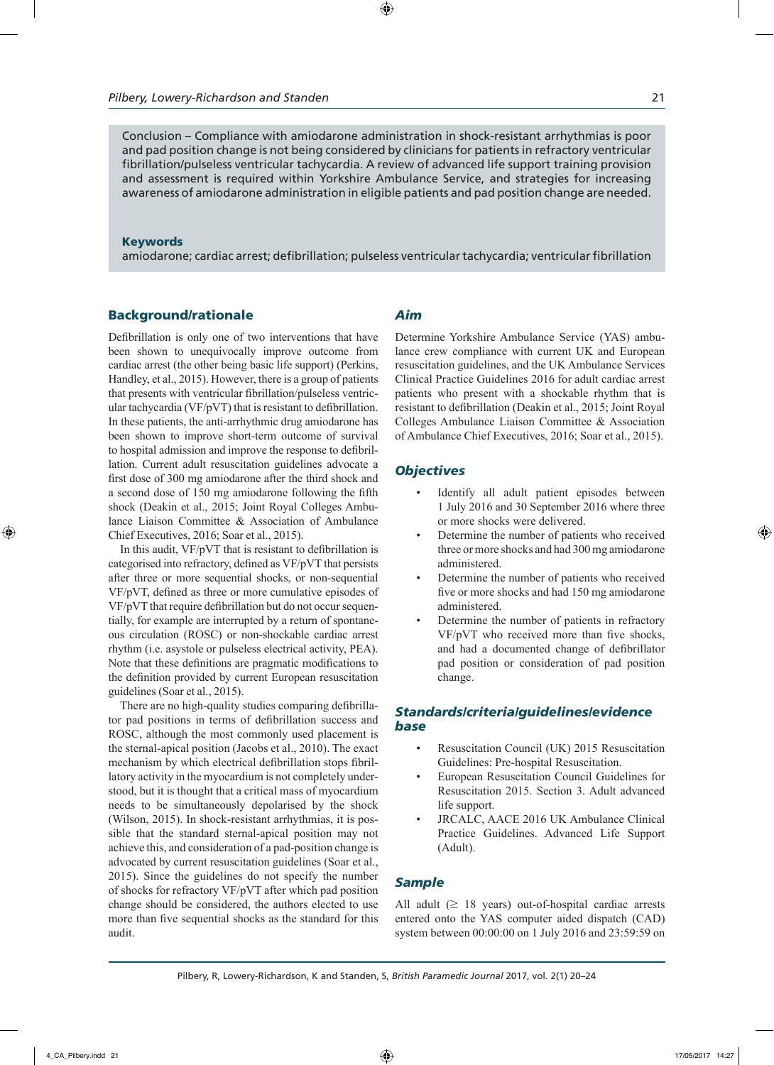Conclusion – Compliance with amiodarone administration in shock-resistant arrhythmias is poor and pad position change is not being considered by clinicians for patients in refractory ventricular fibrillation/pulseless ventricular tachycardia. A review of advanced life support training provision and assessment is required within Yorkshire Ambulance Service, and strategies for increasing awareness of amiodarone administration in eligible patients and pad position change are needed.

**Keywords**

amiodarone; cardiac arrest; defibrillation; pulseless ventricular tachycardia; ventricular fibrillation

## Background/rationale

Defibrillation is only one of two interventions that have been shown to unequivocally improve outcome from cardiac arrest (the other being basic life support) (Perkins, Handley, et al., 2015). However, there is a group of patients that presents with ventricular fibrillation/pulseless ventricular tachycardia (VF/pVT) that is resistant to defibrillation. In these patients, the anti-arrhythmic drug amiodarone has been shown to improve short-term outcome of survival to hospital admission and improve the response to defibrillation. Current adult resuscitation guidelines advocate a first dose of 300 mg amiodarone after the third shock and a second dose of 150 mg amiodarone following the fifth shock (Deakin et al., 2015; Joint Royal Colleges Ambulance Liaison Committee & Association of Ambulance Chief Executives, 2016; Soar et al., 2015).

In this audit, VF/pVT that is resistant to defibrillation is categorised into refractory, defined as VF/pVT that persists after three or more sequential shocks, or non-sequential VF/pVT, defined as three or more cumulative episodes of VF/pVT that require defibrillation but do not occur sequentially, for example are interrupted by a return of spontaneous circulation (ROSC) or non-shockable cardiac arrest rhythm (i.e. asystole or pulseless electrical activity, PEA). Note that these definitions are pragmatic modifications to the definition provided by current European resuscitation guidelines (Soar et al., 2015).

There are no high-quality studies comparing defibrillator pad positions in terms of defibrillation success and ROSC, although the most commonly used placement is the sternal-apical position (Jacobs et al., 2010). The exact mechanism by which electrical defibrillation stops fibrillatory activity in the myocardium is not completely understood, but it is thought that a critical mass of myocardium needs to be simultaneously depolarised by the shock (Wilson, 2015). In shock-resistant arrhythmias, it is possible that the standard sternal-apical position may not achieve this, and consideration of a pad-position change is advocated by current resuscitation guidelines (Soar et al., 2015). Since the guidelines do not specify the number of shocks for refractory VF/pVT after which pad position change should be considered, the authors elected to use more than five sequential shocks as the standard for this audit.

## *Aim*

Determine Yorkshire Ambulance Service (YAS) ambulance crew compliance with current UK and European resuscitation guidelines, and the UK Ambulance Services Clinical Practice Guidelines 2016 for adult cardiac arrest patients who present with a shockable rhythm that is resistant to defibrillation (Deakin et al., 2015; Joint Royal Colleges Ambulance Liaison Committee & Association of Ambulance Chief Executives, 2016; Soar et al., 2015).

## *Objectives*

- Identify all adult patient episodes between 1 July 2016 and 30 September 2016 where three or more shocks were delivered.
- Determine the number of patients who received three or more shocks and had 300 mg amiodarone administered.
- Determine the number of patients who received five or more shocks and had 150 mg amiodarone administered.
- Determine the number of patients in refractory VF/pVT who received more than five shocks, and had a documented change of defibrillator pad position or consideration of pad position change.

## *Standards/criteria/guidelines/evidence base*

- Resuscitation Council (UK) 2015 Resuscitation Guidelines: Pre-hospital Resuscitation.
- European Resuscitation Council Guidelines for Resuscitation 2015. Section 3. Adult advanced life support.
- JRCALC, AACE 2016 UK Ambulance Clinical Practice Guidelines. Advanced Life Support (Adult).

## *Sample*

All adult (≥ 18 years) out-of-hospital cardiac arrests entered onto the YAS computer aided dispatch (CAD) system between 00:00:00 on 1 July 2016 and 23:59:59 on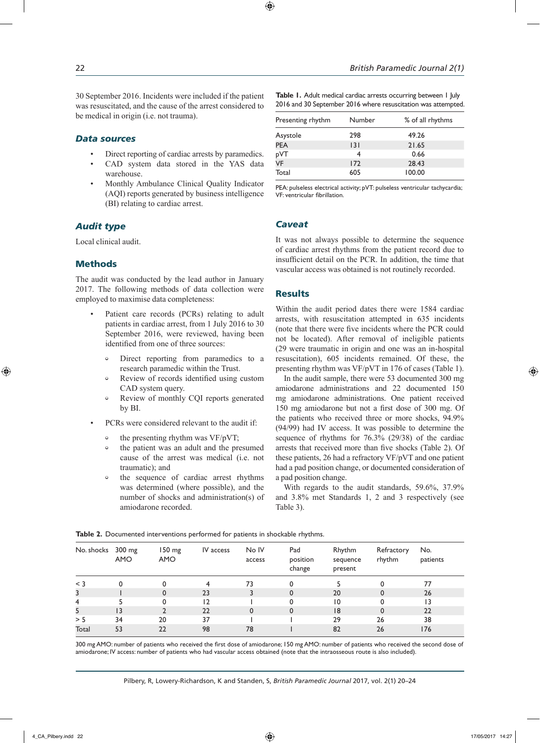30 September 2016. Incidents were included if the patient was resuscitated, and the cause of the arrest considered to be medical in origin (i.e. not trauma).

### Data sources

- Direct reporting of cardiac arrests by paramedics.
- CAD system data stored in the YAS data warehouse.
- Monthly Ambulance Clinical Quality Indicator (AQI) reports generated by business intelligence (BI) relating to cardiac arrest.

### Audit type

Local clinical audit.

## Methods

The audit was conducted by the lead author in January 2017. The following methods of data collection were employed to maximise data completeness:

- Patient care records (PCRs) relating to adult patients in cardiac arrest, from 1 July 2016 to 30 September 2016, were reviewed, having been identified from one of three sources:
  - Direct reporting from paramedics to a research paramedic within the Trust.
  - Review of records identified using custom CAD system query.
  - Review of monthly CQI reports generated by BI.
- PCRs were considered relevant to the audit if:
  - the presenting rhythm was VF/pVT;
  - the patient was an adult and the presumed cause of the arrest was medical (i.e. not traumatic); and
  - the sequence of cardiac arrest rhythms was determined (where possible), and the number of shocks and administration(s) of amiodarone recorded.

**Table 1.** Adult medical cardiac arrests occurring between 1 July 2016 and 30 September 2016 where resuscitation was attempted.

| Presenting rhythm | Number | % of all rhythms |
|---|---|---|
| Asystole | 298 | 49.26 |
| PEA | 131 | 21.65 |
| pVT | 4 | 0.66 |
| VF | 172 | 28.43 |
| Total | 605 | 100.00 |

PEA: pulseless electrical activity; pVT: pulseless ventricular tachycardia; VF: ventricular fibrillation.

### Caveat

It was not always possible to determine the sequence of cardiac arrest rhythms from the patient record due to insufficient detail on the PCR. In addition, the time that vascular access was obtained is not routinely recorded.

## Results

Within the audit period dates there were 1584 cardiac arrests, with resuscitation attempted in 635 incidents (note that there were five incidents where the PCR could not be located). After removal of ineligible patients (29 were traumatic in origin and one was an in-hospital resuscitation), 605 incidents remained. Of these, the presenting rhythm was VF/pVT in 176 of cases (Table 1).

In the audit sample, there were 53 documented 300 mg amiodarone administrations and 22 documented 150 mg amiodarone administrations. One patient received 150 mg amiodarone but not a first dose of 300 mg. Of the patients who received three or more shocks, 94.9% (94/99) had IV access. It was possible to determine the sequence of rhythms for 76.3% (29/38) of the cardiac arrests that received more than five shocks (Table 2). Of these patients, 26 had a refractory VF/pVT and one patient had a pad position change, or documented consideration of a pad position change.

With regards to the audit standards, 59.6%, 37.9% and 3.8% met Standards 1, 2 and 3 respectively (see Table 3).

**Table 2.** Documented interventions performed for patients in shockable rhythms.

| No. shocks | 300 mg AMO | 150 mg AMO | IV access | No IV access | Pad position change | Rhythm sequence present | Refractory rhythm | No. patients |
|---|---|---|---|---|---|---|---|---|
| < 3 | 0 | 0 | 4 | 73 | 0 | 5 | 0 | 77 |
| 3 | 1 | 0 | 23 | 3 | 0 | 20 | 0 | 26 |
| 4 | 5 | 0 | 12 | 1 | 0 | 10 | 0 | 13 |
| 5 | 13 | 2 | 22 | 0 | 0 | 18 | 0 | 22 |
| > 5 | 34 | 20 | 37 | 1 | 1 | 29 | 26 | 38 |
| Total | 53 | 22 | 98 | 78 | 1 | 82 | 26 | 176 |

300 mg AMO: number of patients who received the first dose of amiodarone; 150 mg AMO: number of patients who received the second dose of amiodarone; IV access: number of patients who had vascular access obtained (note that the intraosseous route is also included).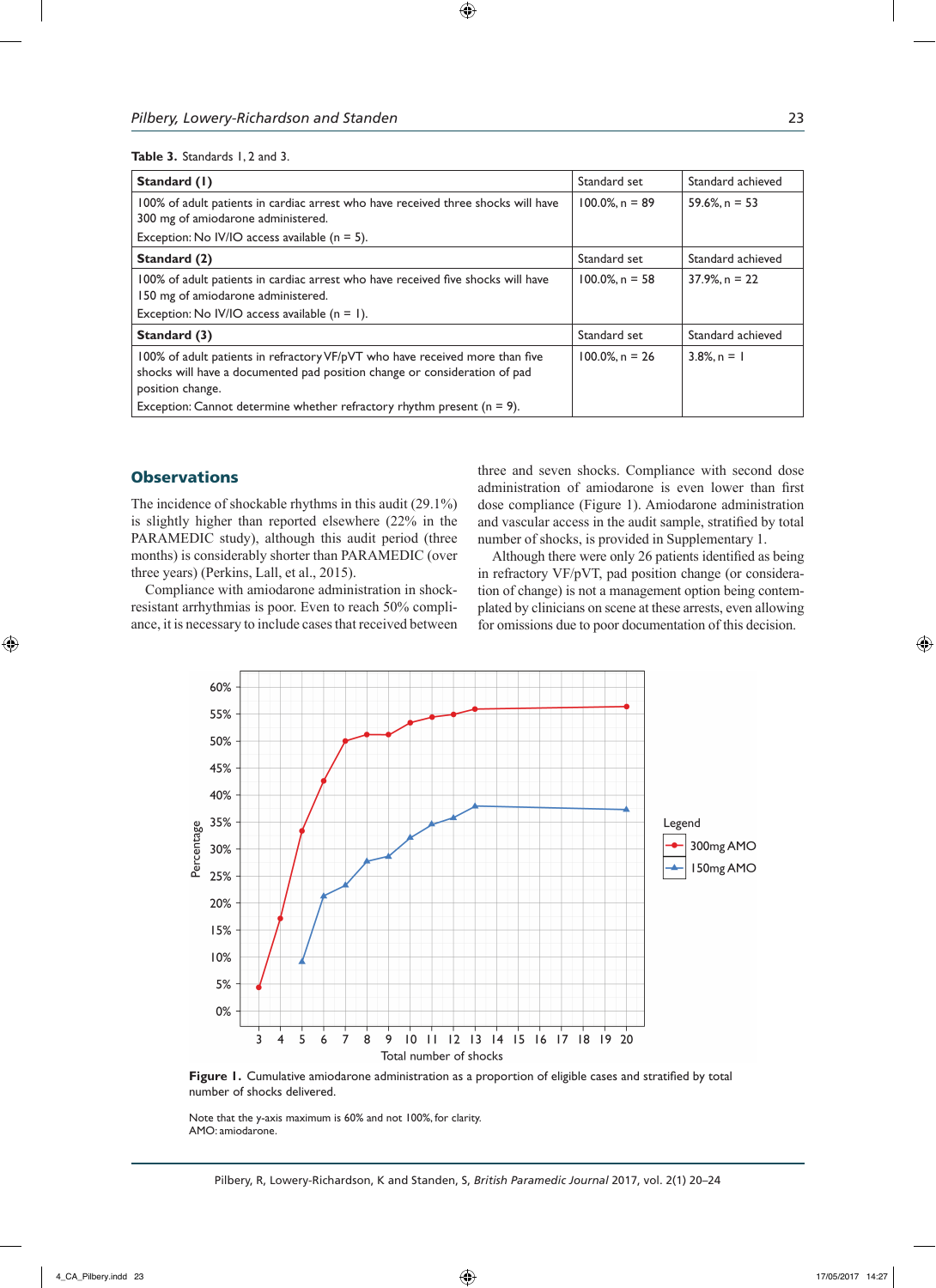**Table 3.** Standards 1, 2 and 3.

| **Standard (1)** | Standard set | Standard achieved |
|---|---|---|
| 100% of adult patients in cardiac arrest who have received three shocks will have 300 mg of amiodarone administered. Exception: No IV/IO access available (n = 5). | 100.0%, n = 89 | 59.6%, n = 53 |
| **Standard (2)** | Standard set | Standard achieved |
| 100% of adult patients in cardiac arrest who have received five shocks will have 150 mg of amiodarone administered. Exception: No IV/IO access available (n = 1). | 100.0%, n = 58 | 37.9%, n = 22 |
| **Standard (3)** | Standard set | Standard achieved |
| 100% of adult patients in refractory VF/pVT who have received more than five shocks will have a documented pad position change or consideration of pad position change. Exception: Cannot determine whether refractory rhythm present (n = 9). | 100.0%, n = 26 | 3.8%, n = 1 |

## Observations

The incidence of shockable rhythms in this audit (29.1%) is slightly higher than reported elsewhere (22% in the PARAMEDIC study), although this audit period (three months) is considerably shorter than PARAMEDIC (over three years) (Perkins, Lall, et al., 2015).

Compliance with amiodarone administration in shock-resistant arrhythmias is poor. Even to reach 50% compliance, it is necessary to include cases that received between three and seven shocks. Compliance with second dose administration of amiodarone is even lower than first dose compliance (Figure 1). Amiodarone administration and vascular access in the audit sample, stratified by total number of shocks, is provided in Supplementary 1.

Although there were only 26 patients identified as being in refractory VF/pVT, pad position change (or consideration of change) is not a management option being contemplated by clinicians on scene at these arrests, even allowing for omissions due to poor documentation of this decision.

**Figure 1.** Cumulative amiodarone administration as a proportion of eligible cases and stratified by total number of shocks delivered.

Note that the y-axis maximum is 60% and not 100%, for clarity.
AMO: amiodarone.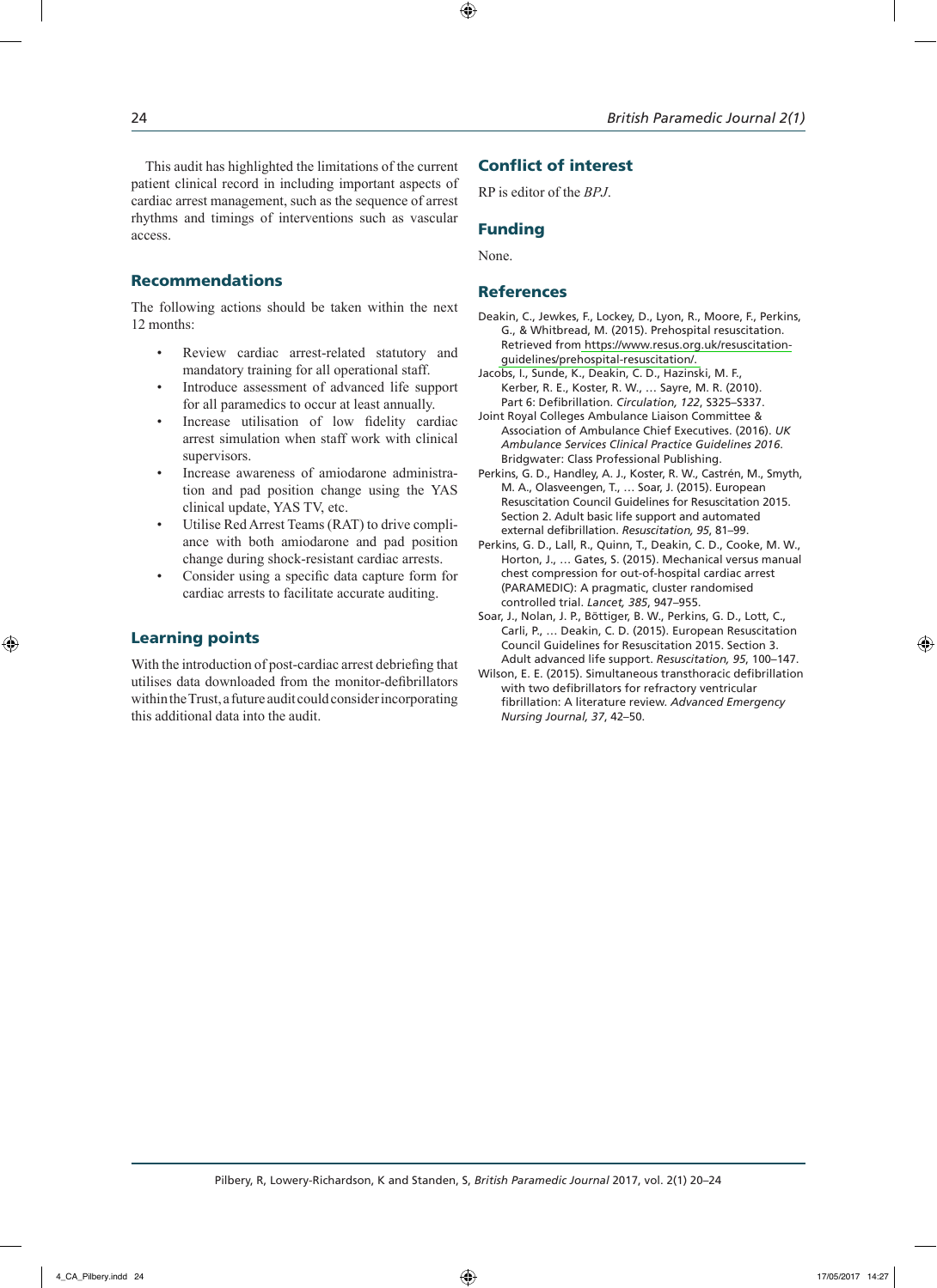This audit has highlighted the limitations of the current patient clinical record in including important aspects of cardiac arrest management, such as the sequence of arrest rhythms and timings of interventions such as vascular access.

## Recommendations

The following actions should be taken within the next 12 months:

- Review cardiac arrest-related statutory and mandatory training for all operational staff.
- Introduce assessment of advanced life support for all paramedics to occur at least annually.
- Increase utilisation of low fidelity cardiac arrest simulation when staff work with clinical supervisors.
- Increase awareness of amiodarone administration and pad position change using the YAS clinical update, YAS TV, etc.
- Utilise Red Arrest Teams (RAT) to drive compliance with both amiodarone and pad position change during shock-resistant cardiac arrests.
- Consider using a specific data capture form for cardiac arrests to facilitate accurate auditing.

## Learning points

With the introduction of post-cardiac arrest debriefing that utilises data downloaded from the monitor-defibrillators within the Trust, a future audit could consider incorporating this additional data into the audit.

## Conflict of interest

RP is editor of the *BPJ*.

## Funding

None.

## References

Deakin, C., Jewkes, F., Lockey, D., Lyon, R., Moore, F., Perkins, G., & Whitbread, M. (2015). Prehospital resuscitation. Retrieved from https://www.resus.org.uk/resuscitation-guidelines/prehospital-resuscitation/.

Jacobs, I., Sunde, K., Deakin, C. D., Hazinski, M. F., Kerber, R. E., Koster, R. W., … Sayre, M. R. (2010). Part 6: Defibrillation. *Circulation, 122*, S325–S337.

Joint Royal Colleges Ambulance Liaison Committee & Association of Ambulance Chief Executives. (2016). *UK Ambulance Services Clinical Practice Guidelines 2016*. Bridgwater: Class Professional Publishing.

Perkins, G. D., Handley, A. J., Koster, R. W., Castrén, M., Smyth, M. A., Olasveengen, T., … Soar, J. (2015). European Resuscitation Council Guidelines for Resuscitation 2015. Section 2. Adult basic life support and automated external defibrillation. *Resuscitation, 95*, 81–99.

Perkins, G. D., Lall, R., Quinn, T., Deakin, C. D., Cooke, M. W., Horton, J., … Gates, S. (2015). Mechanical versus manual chest compression for out-of-hospital cardiac arrest (PARAMEDIC): A pragmatic, cluster randomised controlled trial. *Lancet, 385*, 947–955.

Soar, J., Nolan, J. P., Böttiger, B. W., Perkins, G. D., Lott, C., Carli, P., … Deakin, C. D. (2015). European Resuscitation Council Guidelines for Resuscitation 2015. Section 3. Adult advanced life support. *Resuscitation, 95*, 100–147.

Wilson, E. E. (2015). Simultaneous transthoracic defibrillation with two defibrillators for refractory ventricular fibrillation: A literature review. *Advanced Emergency Nursing Journal, 37*, 42–50.